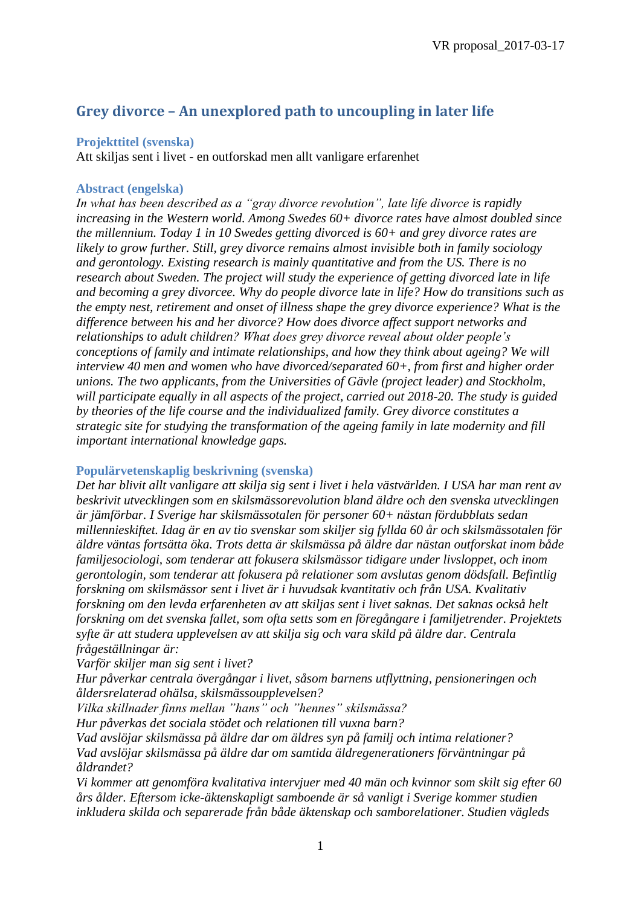# Grey divorce – An unexplored path to uncoupling in later life

### Projekttitel (svenska)

Att skiljas sent i livet - en outforskad men allt vanligare erfarenhet

### Abstract (engelska)

*In what has been described as a "gray divorce revolution", late life divorce is rapidly increasing in the Western world. Among Swedes 60+ divorce rates have almost doubled since the millennium. Today 1 in 10 Swedes getting divorced is 60+ and grey divorce rates are likely to grow further. Still, grey divorce remains almost invisible both in family sociology and gerontology. Existing research is mainly quantitative and from the US. There is no research about Sweden. The project will study the experience of getting divorced late in life and becoming a grey divorcee. Why do people divorce late in life? How do transitions such as the empty nest, retirement and onset of illness shape the grey divorce experience? What is the difference between his and her divorce? How does divorce affect support networks and relationships to adult children? What does grey divorce reveal about older people's conceptions of family and intimate relationships, and how they think about ageing? We will interview 40 men and women who have divorced/separated 60+, from first and higher order unions. The two applicants, from the Universities of Gävle (project leader) and Stockholm, will participate equally in all aspects of the project, carried out 2018-20. The study is guided by theories of the life course and the individualized family. Grey divorce constitutes a strategic site for studying the transformation of the ageing family in late modernity and fill important international knowledge gaps.*

### Populärvetenskaplig beskrivning (svenska)

*Det har blivit allt vanligare att skilja sig sent i livet i hela västvärlden. I USA har man rent av beskrivit utvecklingen som en skilsmässorevolution bland äldre och den svenska utvecklingen är jämförbar. I Sverige har skilsmässotalen för personer 60+ nästan fördubblats sedan millennieskiftet. Idag är en av tio svenskar som skiljer sig fyllda 60 år och skilsmässotalen för äldre väntas fortsätta öka. Trots detta är skilsmässa på äldre dar nästan outforskat inom både familjesociologi, som tenderar att fokusera skilsmässor tidigare under livsloppet, och inom gerontologin, som tenderar att fokusera på relationer som avslutas genom dödsfall. Befintlig forskning om skilsmässor sent i livet är i huvudsak kvantitativ och från USA. Kvalitativ forskning om den levda erfarenheten av att skiljas sent i livet saknas. Det saknas också helt forskning om det svenska fallet, som ofta setts som en föregångare i familjetrender. Projektets syfte är att studera upplevelsen av att skilja sig och vara skild på äldre dar. Centrala frågeställningar är:*

*Varför skiljer man sig sent i livet?*

*Hur påverkar centrala övergångar i livet, såsom barnens utflyttning, pensioneringen och åldersrelaterad ohälsa, skilsmässoupplevelsen?*

*Vilka skillnader finns mellan "hans" och "hennes" skilsmässa?*

*Hur påverkas det sociala stödet och relationen till vuxna barn?*

*Vad avslöjar skilsmässa på äldre dar om äldres syn på familj och intima relationer?*

*Vad avslöjar skilsmässa på äldre dar om samtida äldregenerationers förväntningar på åldrandet?*

*Vi kommer att genomföra kvalitativa intervjuer med 40 män och kvinnor som skilt sig efter 60 års ålder. Eftersom icke-äktenskapligt samboende är så vanligt i Sverige kommer studien inkludera skilda och separerade från både äktenskap och samborelationer. Studien vägleds*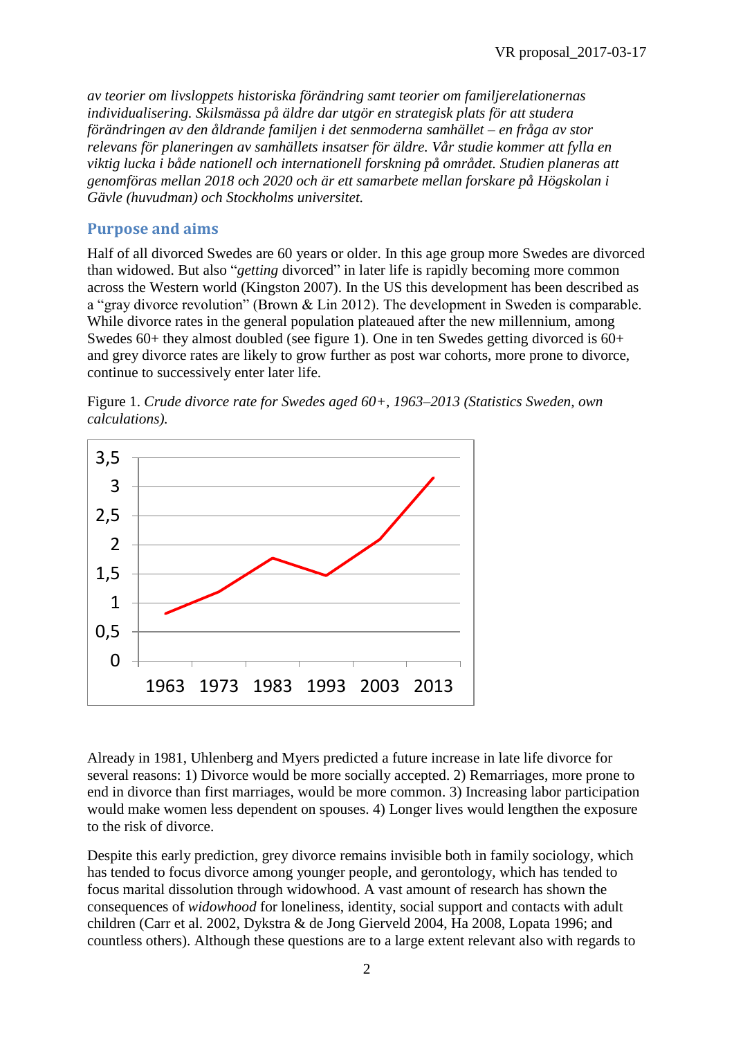*av teorier om livsloppets historiska förändring samt teorier om familjerelationernas individualisering. Skilsmässa på äldre dar utgör en strategisk plats för att studera förändringen av den åldrande familjen i det senmoderna samhället – en fråga av stor relevans för planeringen av samhällets insatser för äldre. Vår studie kommer att fylla en viktig lucka i både nationell och internationell forskning på området. Studien planeras att genomföras mellan 2018 och 2020 och är ett samarbete mellan forskare på Högskolan i Gävle (huvudman) och Stockholms universitet.*

## Purpose and aims

Half of all divorced Swedes are 60 years or older. In this age group more Swedes are divorced than widowed. But also "*getting* divorced" in later life is rapidly becoming more common across the Western world (Kingston 2007). In the US this development has been described as a "gray divorce revolution" (Brown & Lin 2012). The development in Sweden is comparable. While divorce rates in the general population plateaued after the new millennium, among Swedes 60+ they almost doubled (see figure 1). One in ten Swedes getting divorced is 60+ and grey divorce rates are likely to grow further as post war cohorts, more prone to divorce, continue to successively enter later life.

Figure 1. *Crude divorce rate for Swedes aged 60+, 1963–2013 (Statistics Sweden, own calculations).*

Already in 1981, Uhlenberg and Myers predicted a future increase in late life divorce for several reasons: 1) Divorce would be more socially accepted. 2) Remarriages, more prone to end in divorce than first marriages, would be more common. 3) Increasing labor participation would make women less dependent on spouses. 4) Longer lives would lengthen the exposure to the risk of divorce.

Despite this early prediction, grey divorce remains invisible both in family sociology, which has tended to focus divorce among younger people, and gerontology, which has tended to focus marital dissolution through widowhood. A vast amount of research has shown the consequences of *widowhood* for loneliness, identity, social support and contacts with adult children (Carr et al. 2002, Dykstra & de Jong Gierveld 2004, Ha 2008, Lopata 1996; and countless others). Although these questions are to a large extent relevant also with regards to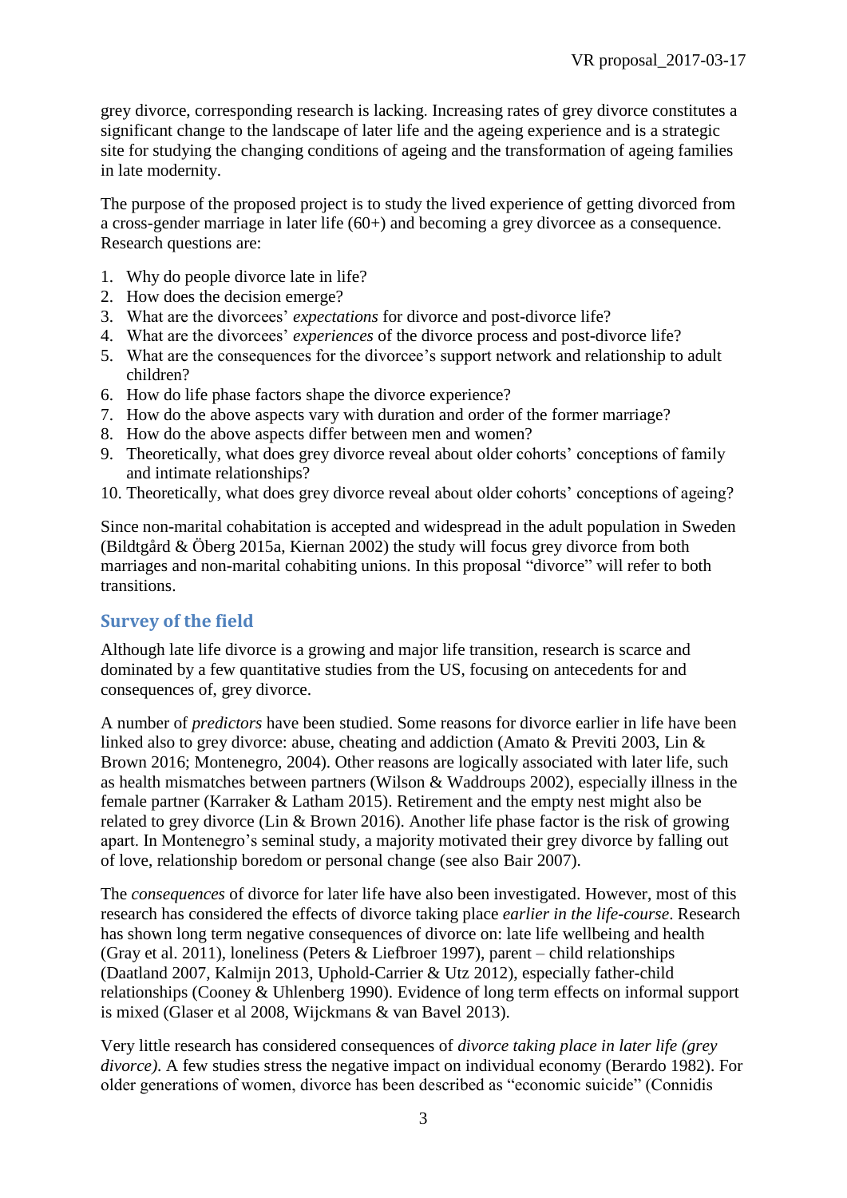grey divorce, corresponding research is lacking. Increasing rates of grey divorce constitutes a significant change to the landscape of later life and the ageing experience and is a strategic site for studying the changing conditions of ageing and the transformation of ageing families in late modernity.

The purpose of the proposed project is to study the lived experience of getting divorced from a cross-gender marriage in later life (60+) and becoming a grey divorcee as a consequence. Research questions are:

1. Why do people divorce late in life?
2. How does the decision emerge?
3. What are the divorcees' *expectations* for divorce and post-divorce life?
4. What are the divorcees' *experiences* of the divorce process and post-divorce life?
5. What are the consequences for the divorcee's support network and relationship to adult children?
6. How do life phase factors shape the divorce experience?
7. How do the above aspects vary with duration and order of the former marriage?
8. How do the above aspects differ between men and women?
9. Theoretically, what does grey divorce reveal about older cohorts' conceptions of family and intimate relationships?
10. Theoretically, what does grey divorce reveal about older cohorts' conceptions of ageing?

Since non-marital cohabitation is accepted and widespread in the adult population in Sweden (Bildtgård & Öberg 2015a, Kiernan 2002) the study will focus grey divorce from both marriages and non-marital cohabiting unions. In this proposal "divorce" will refer to both transitions.

## Survey of the field

Although late life divorce is a growing and major life transition, research is scarce and dominated by a few quantitative studies from the US, focusing on antecedents for and consequences of, grey divorce.

A number of *predictors* have been studied. Some reasons for divorce earlier in life have been linked also to grey divorce: abuse, cheating and addiction (Amato & Previti 2003, Lin & Brown 2016; Montenegro, 2004). Other reasons are logically associated with later life, such as health mismatches between partners (Wilson & Waddroups 2002), especially illness in the female partner (Karraker & Latham 2015). Retirement and the empty nest might also be related to grey divorce (Lin & Brown 2016). Another life phase factor is the risk of growing apart. In Montenegro's seminal study, a majority motivated their grey divorce by falling out of love, relationship boredom or personal change (see also Bair 2007).

The *consequences* of divorce for later life have also been investigated. However, most of this research has considered the effects of divorce taking place *earlier in the life-course*. Research has shown long term negative consequences of divorce on: late life wellbeing and health (Gray et al. 2011), loneliness (Peters & Liefbroer 1997), parent – child relationships (Daatland 2007, Kalmijn 2013, Uphold-Carrier & Utz 2012), especially father-child relationships (Cooney & Uhlenberg 1990). Evidence of long term effects on informal support is mixed (Glaser et al 2008, Wijckmans & van Bavel 2013).

Very little research has considered consequences of *divorce taking place in later life (grey divorce).* A few studies stress the negative impact on individual economy (Berardo 1982). For older generations of women, divorce has been described as "economic suicide" (Connidis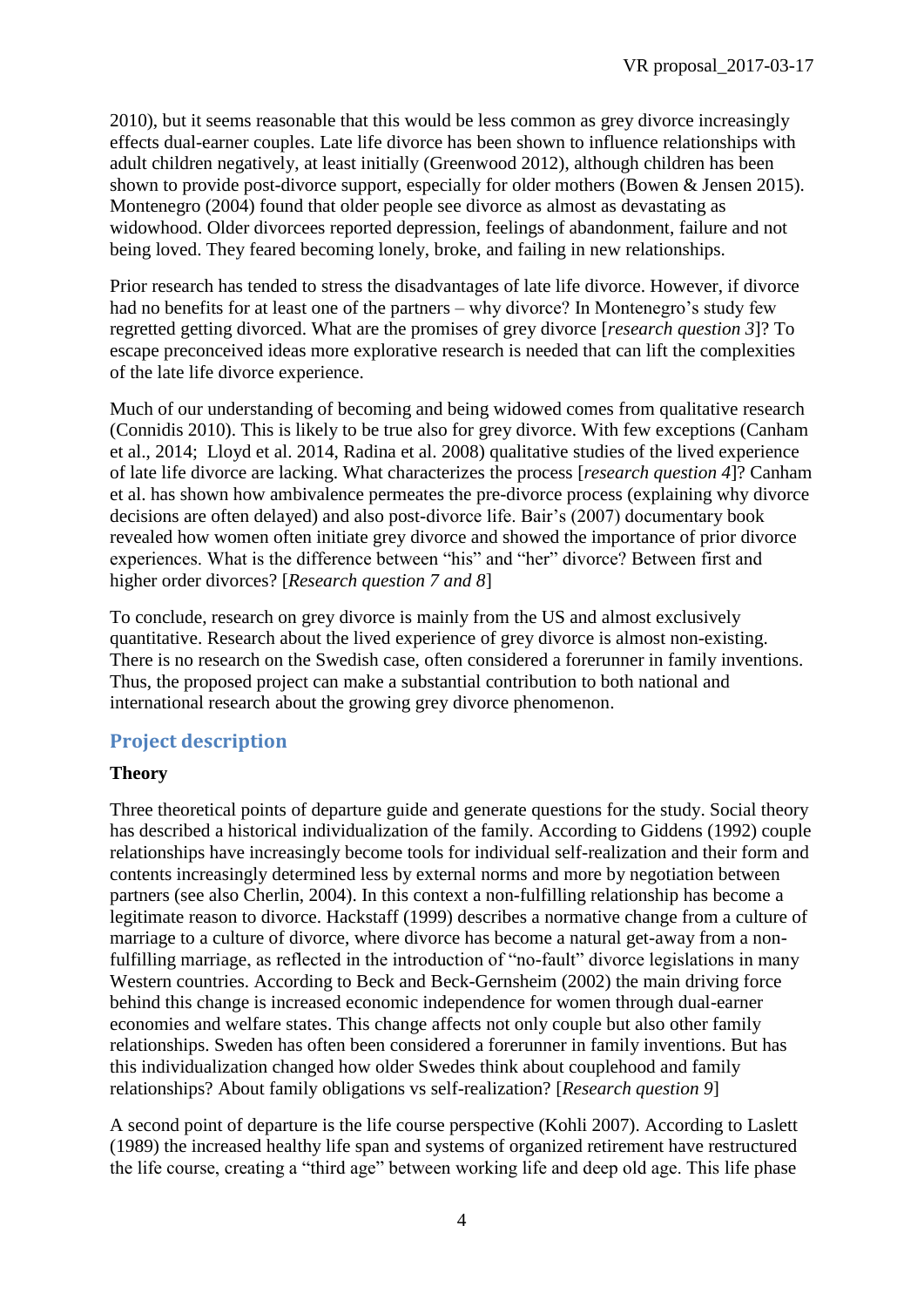2010), but it seems reasonable that this would be less common as grey divorce increasingly effects dual-earner couples. Late life divorce has been shown to influence relationships with adult children negatively, at least initially (Greenwood 2012), although children has been shown to provide post-divorce support, especially for older mothers (Bowen & Jensen 2015). Montenegro (2004) found that older people see divorce as almost as devastating as widowhood. Older divorcees reported depression, feelings of abandonment, failure and not being loved. They feared becoming lonely, broke, and failing in new relationships.

Prior research has tended to stress the disadvantages of late life divorce. However, if divorce had no benefits for at least one of the partners – why divorce? In Montenegro's study few regretted getting divorced. What are the promises of grey divorce [*research question 3*]? To escape preconceived ideas more explorative research is needed that can lift the complexities of the late life divorce experience.

Much of our understanding of becoming and being widowed comes from qualitative research (Connidis 2010). This is likely to be true also for grey divorce. With few exceptions (Canham et al., 2014; Lloyd et al. 2014, Radina et al. 2008) qualitative studies of the lived experience of late life divorce are lacking. What characterizes the process [*research question 4*]? Canham et al. has shown how ambivalence permeates the pre-divorce process (explaining why divorce decisions are often delayed) and also post-divorce life. Bair's (2007) documentary book revealed how women often initiate grey divorce and showed the importance of prior divorce experiences. What is the difference between "his" and "her" divorce? Between first and higher order divorces? [*Research question 7 and 8*]

To conclude, research on grey divorce is mainly from the US and almost exclusively quantitative. Research about the lived experience of grey divorce is almost non-existing. There is no research on the Swedish case, often considered a forerunner in family inventions. Thus, the proposed project can make a substantial contribution to both national and international research about the growing grey divorce phenomenon.

## Project description

### Theory

Three theoretical points of departure guide and generate questions for the study. Social theory has described a historical individualization of the family. According to Giddens (1992) couple relationships have increasingly become tools for individual self-realization and their form and contents increasingly determined less by external norms and more by negotiation between partners (see also Cherlin, 2004). In this context a non-fulfilling relationship has become a legitimate reason to divorce. Hackstaff (1999) describes a normative change from a culture of marriage to a culture of divorce, where divorce has become a natural get-away from a non-fulfilling marriage, as reflected in the introduction of "no-fault" divorce legislations in many Western countries. According to Beck and Beck-Gernsheim (2002) the main driving force behind this change is increased economic independence for women through dual-earner economies and welfare states. This change affects not only couple but also other family relationships. Sweden has often been considered a forerunner in family inventions. But has this individualization changed how older Swedes think about couplehood and family relationships? About family obligations vs self-realization? [*Research question 9*]

A second point of departure is the life course perspective (Kohli 2007). According to Laslett (1989) the increased healthy life span and systems of organized retirement have restructured the life course, creating a "third age" between working life and deep old age. This life phase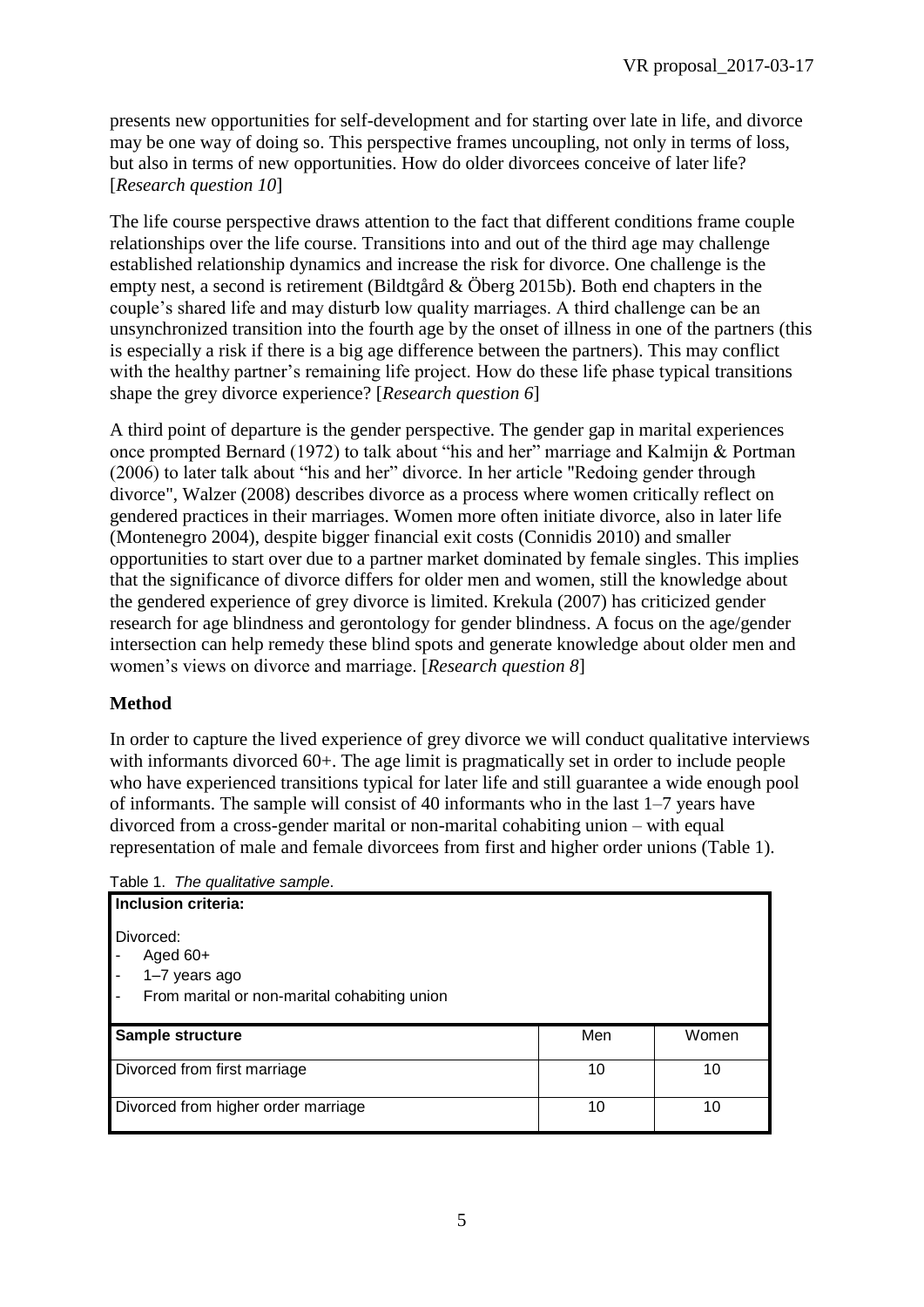presents new opportunities for self-development and for starting over late in life, and divorce may be one way of doing so. This perspective frames uncoupling, not only in terms of loss, but also in terms of new opportunities. How do older divorcees conceive of later life? [*Research question 10*]

The life course perspective draws attention to the fact that different conditions frame couple relationships over the life course. Transitions into and out of the third age may challenge established relationship dynamics and increase the risk for divorce. One challenge is the empty nest, a second is retirement (Bildtgård & Öberg 2015b). Both end chapters in the couple's shared life and may disturb low quality marriages. A third challenge can be an unsynchronized transition into the fourth age by the onset of illness in one of the partners (this is especially a risk if there is a big age difference between the partners). This may conflict with the healthy partner's remaining life project. How do these life phase typical transitions shape the grey divorce experience? [*Research question 6*]

A third point of departure is the gender perspective. The gender gap in marital experiences once prompted Bernard (1972) to talk about "his and her" marriage and Kalmijn & Portman (2006) to later talk about "his and her" divorce. In her article "Redoing gender through divorce", Walzer (2008) describes divorce as a process where women critically reflect on gendered practices in their marriages. Women more often initiate divorce, also in later life (Montenegro 2004), despite bigger financial exit costs (Connidis 2010) and smaller opportunities to start over due to a partner market dominated by female singles. This implies that the significance of divorce differs for older men and women, still the knowledge about the gendered experience of grey divorce is limited. Krekula (2007) has criticized gender research for age blindness and gerontology for gender blindness. A focus on the age/gender intersection can help remedy these blind spots and generate knowledge about older men and women's views on divorce and marriage. [*Research question 8*]

## Method

In order to capture the lived experience of grey divorce we will conduct qualitative interviews with informants divorced 60+. The age limit is pragmatically set in order to include people who have experienced transitions typical for later life and still guarantee a wide enough pool of informants. The sample will consist of 40 informants who in the last 1–7 years have divorced from a cross-gender marital or non-marital cohabiting union – with equal representation of male and female divorcees from first and higher order unions (Table 1).

Table 1. *The qualitative sample*.

**Inclusion criteria:**

Divorced:
- Aged 60+
- 1–7 years ago
- From marital or non-marital cohabiting union

| **Sample structure** | Men | Women |
|---|---|---|
| Divorced from first marriage | 10 | 10 |
| Divorced from higher order marriage | 10 | 10 |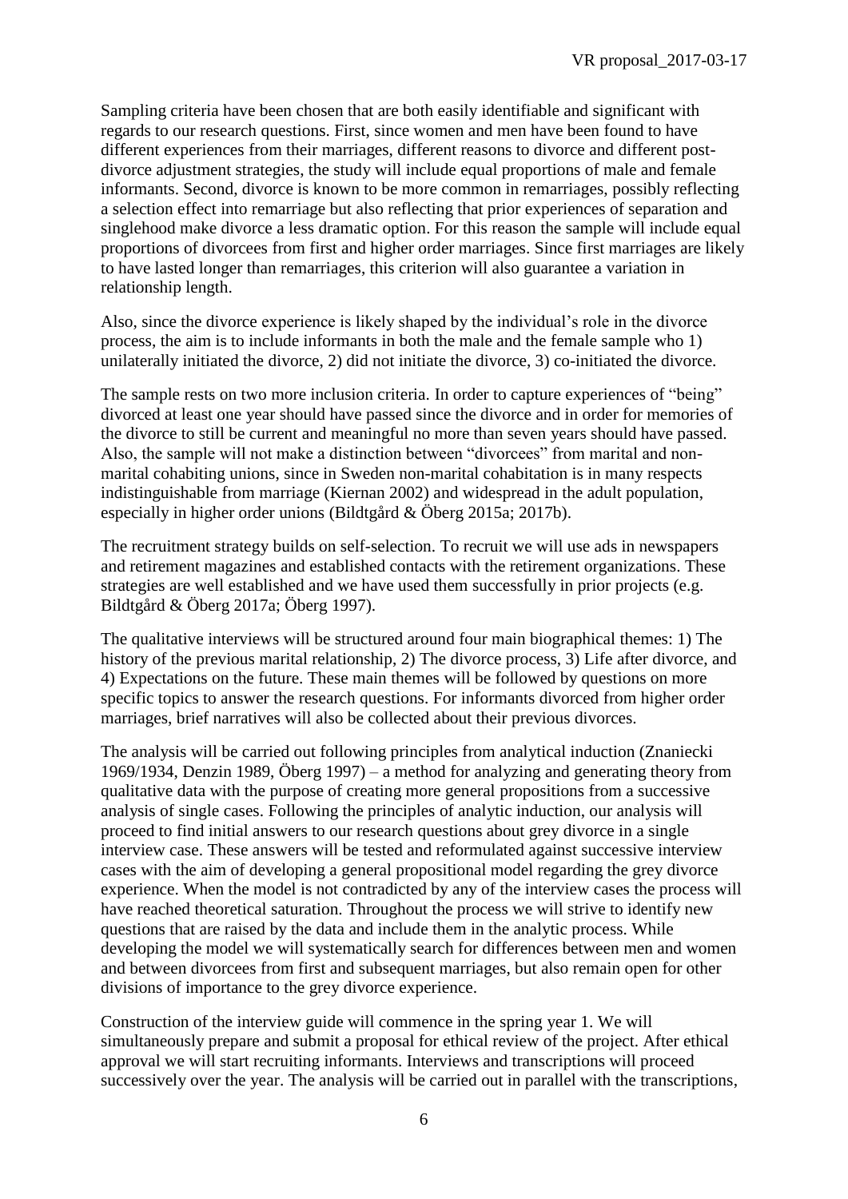Sampling criteria have been chosen that are both easily identifiable and significant with regards to our research questions. First, since women and men have been found to have different experiences from their marriages, different reasons to divorce and different post-divorce adjustment strategies, the study will include equal proportions of male and female informants. Second, divorce is known to be more common in remarriages, possibly reflecting a selection effect into remarriage but also reflecting that prior experiences of separation and singlehood make divorce a less dramatic option. For this reason the sample will include equal proportions of divorcees from first and higher order marriages. Since first marriages are likely to have lasted longer than remarriages, this criterion will also guarantee a variation in relationship length.

Also, since the divorce experience is likely shaped by the individual's role in the divorce process, the aim is to include informants in both the male and the female sample who 1) unilaterally initiated the divorce, 2) did not initiate the divorce, 3) co-initiated the divorce.

The sample rests on two more inclusion criteria. In order to capture experiences of "being" divorced at least one year should have passed since the divorce and in order for memories of the divorce to still be current and meaningful no more than seven years should have passed. Also, the sample will not make a distinction between "divorcees" from marital and non-marital cohabiting unions, since in Sweden non-marital cohabitation is in many respects indistinguishable from marriage (Kiernan 2002) and widespread in the adult population, especially in higher order unions (Bildtgård & Öberg 2015a; 2017b).

The recruitment strategy builds on self-selection. To recruit we will use ads in newspapers and retirement magazines and established contacts with the retirement organizations. These strategies are well established and we have used them successfully in prior projects (e.g. Bildtgård & Öberg 2017a; Öberg 1997).

The qualitative interviews will be structured around four main biographical themes: 1) The history of the previous marital relationship, 2) The divorce process, 3) Life after divorce, and 4) Expectations on the future. These main themes will be followed by questions on more specific topics to answer the research questions. For informants divorced from higher order marriages, brief narratives will also be collected about their previous divorces.

The analysis will be carried out following principles from analytical induction (Znaniecki 1969/1934, Denzin 1989, Öberg 1997) – a method for analyzing and generating theory from qualitative data with the purpose of creating more general propositions from a successive analysis of single cases. Following the principles of analytic induction, our analysis will proceed to find initial answers to our research questions about grey divorce in a single interview case. These answers will be tested and reformulated against successive interview cases with the aim of developing a general propositional model regarding the grey divorce experience. When the model is not contradicted by any of the interview cases the process will have reached theoretical saturation. Throughout the process we will strive to identify new questions that are raised by the data and include them in the analytic process. While developing the model we will systematically search for differences between men and women and between divorcees from first and subsequent marriages, but also remain open for other divisions of importance to the grey divorce experience.

Construction of the interview guide will commence in the spring year 1. We will simultaneously prepare and submit a proposal for ethical review of the project. After ethical approval we will start recruiting informants. Interviews and transcriptions will proceed successively over the year. The analysis will be carried out in parallel with the transcriptions,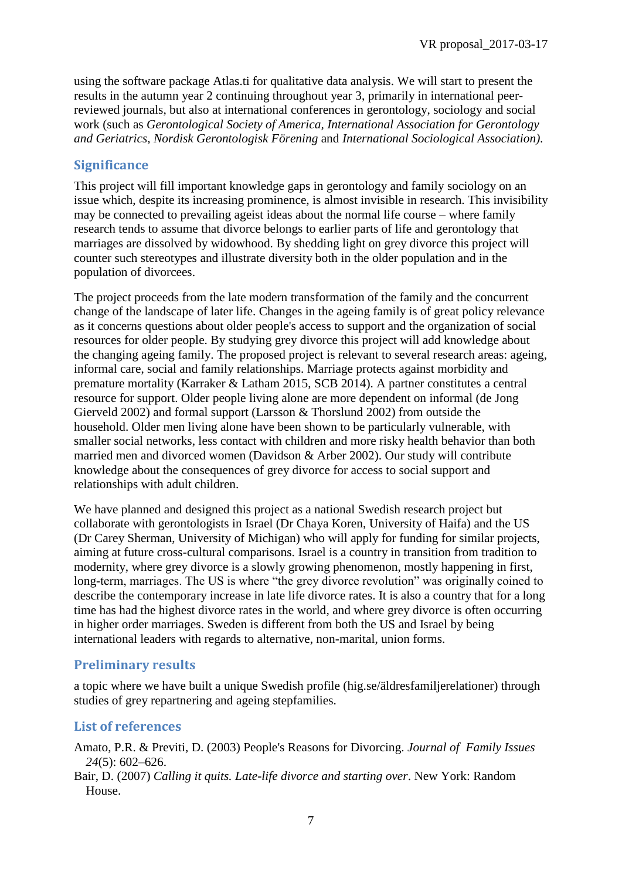using the software package Atlas.ti for qualitative data analysis. We will start to present the results in the autumn year 2 continuing throughout year 3, primarily in international peer-reviewed journals, but also at international conferences in gerontology, sociology and social work (such as *Gerontological Society of America, International Association for Gerontology and Geriatrics, Nordisk Gerontologisk Förening* and *International Sociological Association).*

## Significance

This project will fill important knowledge gaps in gerontology and family sociology on an issue which, despite its increasing prominence, is almost invisible in research. This invisibility may be connected to prevailing ageist ideas about the normal life course – where family research tends to assume that divorce belongs to earlier parts of life and gerontology that marriages are dissolved by widowhood. By shedding light on grey divorce this project will counter such stereotypes and illustrate diversity both in the older population and in the population of divorcees.

The project proceeds from the late modern transformation of the family and the concurrent change of the landscape of later life. Changes in the ageing family is of great policy relevance as it concerns questions about older people's access to support and the organization of social resources for older people. By studying grey divorce this project will add knowledge about the changing ageing family. The proposed project is relevant to several research areas: ageing, informal care, social and family relationships. Marriage protects against morbidity and premature mortality (Karraker & Latham 2015, SCB 2014). A partner constitutes a central resource for support. Older people living alone are more dependent on informal (de Jong Gierveld 2002) and formal support (Larsson & Thorslund 2002) from outside the household. Older men living alone have been shown to be particularly vulnerable, with smaller social networks, less contact with children and more risky health behavior than both married men and divorced women (Davidson & Arber 2002). Our study will contribute knowledge about the consequences of grey divorce for access to social support and relationships with adult children.

We have planned and designed this project as a national Swedish research project but collaborate with gerontologists in Israel (Dr Chaya Koren, University of Haifa) and the US (Dr Carey Sherman, University of Michigan) who will apply for funding for similar projects, aiming at future cross-cultural comparisons. Israel is a country in transition from tradition to modernity, where grey divorce is a slowly growing phenomenon, mostly happening in first, long-term, marriages. The US is where "the grey divorce revolution" was originally coined to describe the contemporary increase in late life divorce rates. It is also a country that for a long time has had the highest divorce rates in the world, and where grey divorce is often occurring in higher order marriages. Sweden is different from both the US and Israel by being international leaders with regards to alternative, non-marital, union forms.

## Preliminary results

a topic where we have built a unique Swedish profile (hig.se/äldresfamiljerelationer) through studies of grey repartnering and ageing stepfamilies.

## List of references

Amato, P.R. & Previti, D. (2003) People's Reasons for Divorcing. *Journal of Family Issues 24*(5): 602–626.

Bair, D. (2007) *Calling it quits. Late-life divorce and starting over*. New York: Random House.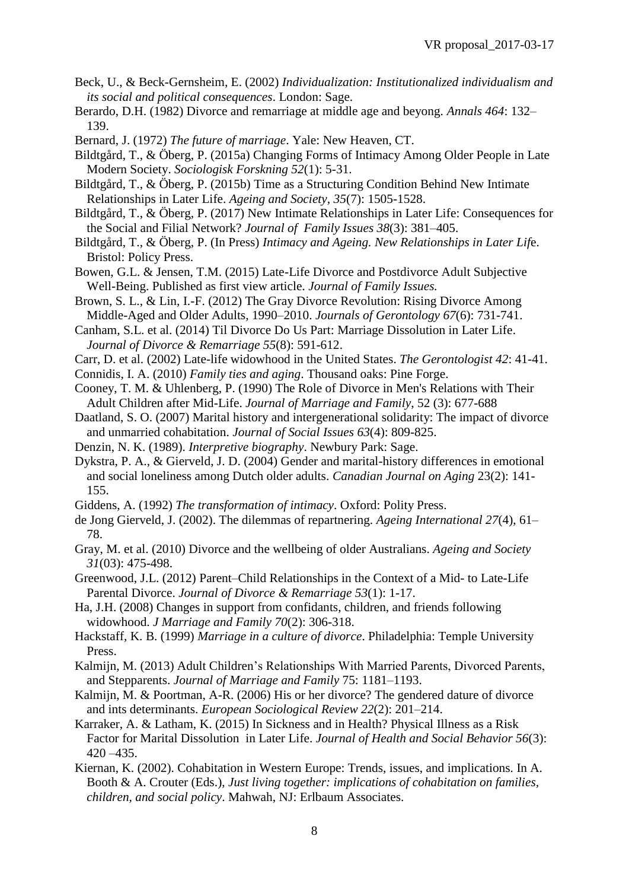Beck, U., & Beck-Gernsheim, E. (2002) *Individualization: Institutionalized individualism and its social and political consequences*. London: Sage.

Berardo, D.H. (1982) Divorce and remarriage at middle age and beyong. *Annals 464*: 132–139.

Bernard, J. (1972) *The future of marriage*. Yale: New Heaven, CT.

Bildtgård, T., & Öberg, P. (2015a) Changing Forms of Intimacy Among Older People in Late Modern Society. *Sociologisk Forskning 52*(1): 5-31.

Bildtgård, T., & Öberg, P. (2015b) Time as a Structuring Condition Behind New Intimate Relationships in Later Life. *Ageing and Society*, *35*(7): 1505-1528.

Bildtgård, T., & Öberg, P. (2017) New Intimate Relationships in Later Life: Consequences for the Social and Filial Network? *Journal of Family Issues 38*(3): 381–405.

Bildtgård, T., & Öberg, P. (In Press) *Intimacy and Ageing. New Relationships in Later Lif*e. Bristol: Policy Press.

Bowen, G.L. & Jensen, T.M. (2015) Late-Life Divorce and Postdivorce Adult Subjective Well-Being. Published as first view article. *Journal of Family Issues.*

Brown, S. L., & Lin, I.-F. (2012) The Gray Divorce Revolution: Rising Divorce Among Middle-Aged and Older Adults, 1990–2010. *Journals of Gerontology 67*(6): 731-741.

Canham, S.L. et al. (2014) Til Divorce Do Us Part: Marriage Dissolution in Later Life. *Journal of Divorce & Remarriage 55*(8): 591-612.

Carr, D. et al. (2002) Late-life widowhood in the United States. *The Gerontologist 42*: 41-41.

Connidis, I. A. (2010) *Family ties and aging*. Thousand oaks: Pine Forge.

Cooney, T. M. & Uhlenberg, P. (1990) The Role of Divorce in Men's Relations with Their Adult Children after Mid-Life. *Journal of Marriage and Family*, 52 (3): 677-688

Daatland, S. O. (2007) Marital history and intergenerational solidarity: The impact of divorce and unmarried cohabitation. *Journal of Social Issues 63*(4): 809-825.

Denzin, N. K. (1989). *Interpretive biography*. Newbury Park: Sage.

Dykstra, P. A., & Gierveld, J. D. (2004) Gender and marital-history differences in emotional and social loneliness among Dutch older adults. *Canadian Journal on Aging* 23(2): 141-155.

Giddens, A. (1992) *The transformation of intimacy*. Oxford: Polity Press.

de Jong Gierveld, J. (2002). The dilemmas of repartnering. *Ageing International 27*(4), 61–78.

Gray, M. et al. (2010) Divorce and the wellbeing of older Australians. *Ageing and Society 31*(03): 475-498.

Greenwood, J.L. (2012) Parent–Child Relationships in the Context of a Mid- to Late-Life Parental Divorce. *Journal of Divorce & Remarriage 53*(1): 1-17.

Ha, J.H. (2008) Changes in support from confidants, children, and friends following widowhood. *J Marriage and Family 70*(2): 306-318.

Hackstaff, K. B. (1999) *Marriage in a culture of divorce*. Philadelphia: Temple University Press.

Kalmijn, M. (2013) Adult Children's Relationships With Married Parents, Divorced Parents, and Stepparents. *Journal of Marriage and Family* 75: 1181–1193.

Kalmijn, M. & Poortman, A-R. (2006) His or her divorce? The gendered dature of divorce and ints determinants. *European Sociological Review 22*(2): 201–214.

Karraker, A. & Latham, K. (2015) In Sickness and in Health? Physical Illness as a Risk Factor for Marital Dissolution in Later Life. *Journal of Health and Social Behavior 56*(3): 420 –435.

Kiernan, K. (2002). Cohabitation in Western Europe: Trends, issues, and implications. In A. Booth & A. Crouter (Eds.), *Just living together: implications of cohabitation on families, children, and social policy*. Mahwah, NJ: Erlbaum Associates.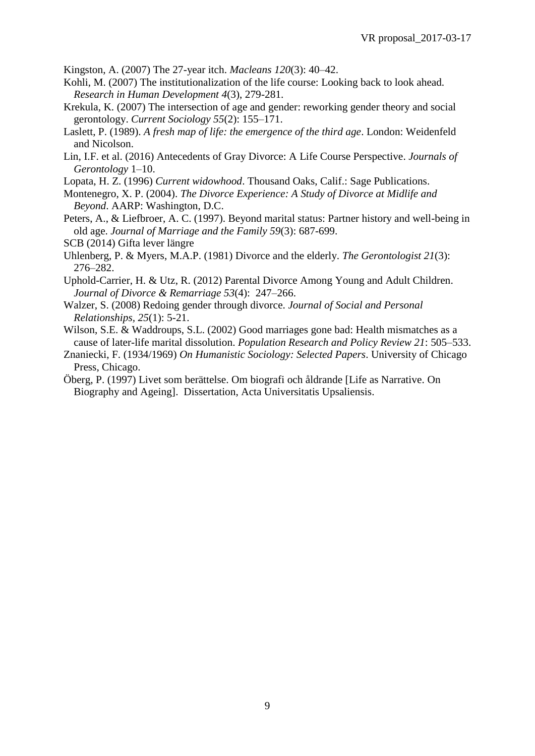Kingston, A. (2007) The 27-year itch. *Macleans 120*(3): 40–42.

Kohli, M. (2007) The institutionalization of the life course: Looking back to look ahead. *Research in Human Development 4*(3), 279-281.

Krekula, K. (2007) The intersection of age and gender: reworking gender theory and social gerontology. *Current Sociology 55*(2): 155–171.

Laslett, P. (1989). *A fresh map of life: the emergence of the third age*. London: Weidenfeld and Nicolson.

Lin, I.F. et al. (2016) Antecedents of Gray Divorce: A Life Course Perspective. *Journals of Gerontology* 1–10.

Lopata, H. Z. (1996) *Current widowhood*. Thousand Oaks, Calif.: Sage Publications.

Montenegro, X. P. (2004). *The Divorce Experience: A Study of Divorce at Midlife and Beyond*. AARP: Washington, D.C.

Peters, A., & Liefbroer, A. C. (1997). Beyond marital status: Partner history and well-being in old age. *Journal of Marriage and the Family 59*(3): 687-699.

SCB (2014) Gifta lever längre

Uhlenberg, P. & Myers, M.A.P. (1981) Divorce and the elderly. *The Gerontologist 21*(3): 276–282.

Uphold-Carrier, H. & Utz, R. (2012) Parental Divorce Among Young and Adult Children. *Journal of Divorce & Remarriage 53*(4): 247–266.

Walzer, S. (2008) Redoing gender through divorce. *Journal of Social and Personal Relationships, 25*(1): 5-21.

Wilson, S.E. & Waddroups, S.L. (2002) Good marriages gone bad: Health mismatches as a cause of later-life marital dissolution. *Population Research and Policy Review 21*: 505–533.

Znaniecki, F. (1934/1969) *On Humanistic Sociology: Selected Papers*. University of Chicago Press, Chicago.

Öberg, P. (1997) Livet som berättelse. Om biografi och åldrande [Life as Narrative. On Biography and Ageing]. Dissertation, Acta Universitatis Upsaliensis.